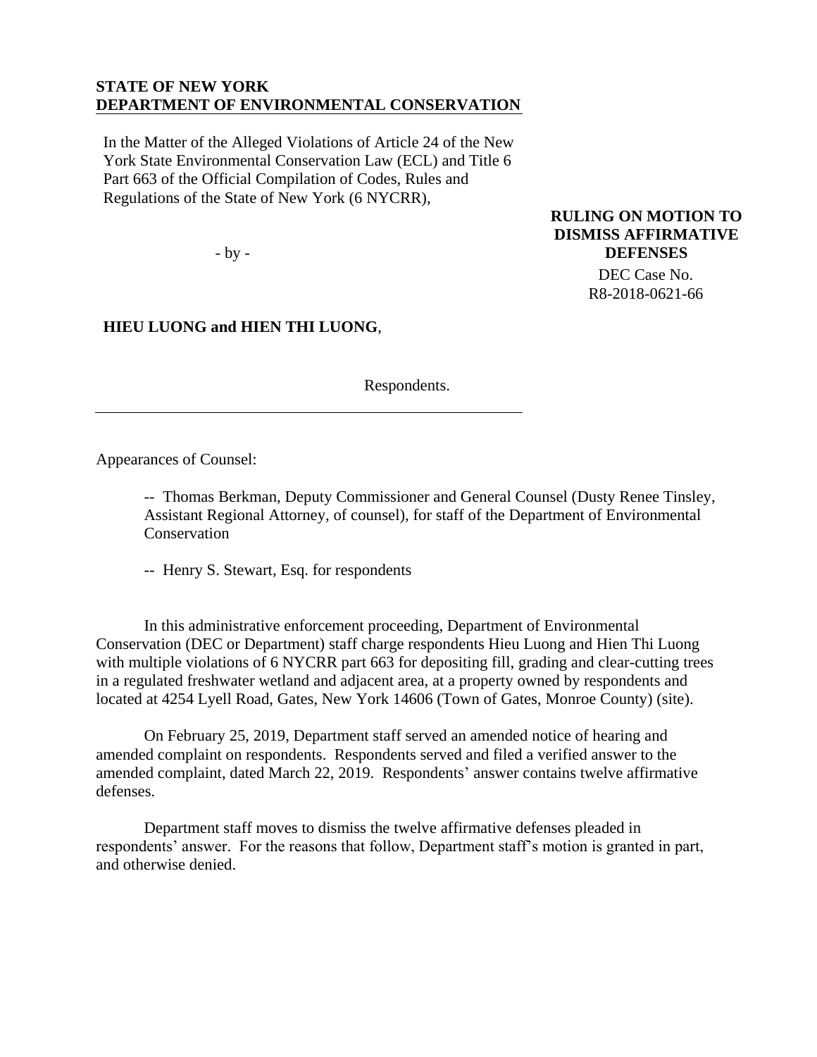**STATE OF NEW YORK**
**DEPARTMENT OF ENVIRONMENTAL CONSERVATION**

In the Matter of the Alleged Violations of Article 24 of the New York State Environmental Conservation Law (ECL) and Title 6 Part 663 of the Official Compilation of Codes, Rules and Regulations of the State of New York (6 NYCRR),

- by -

**HIEU LUONG and HIEN THI LUONG**,

Respondents.

**RULING ON MOTION TO DISMISS AFFIRMATIVE DEFENSES**

DEC Case No. R8-2018-0621-66

---

Appearances of Counsel:

-- Thomas Berkman, Deputy Commissioner and General Counsel (Dusty Renee Tinsley, Assistant Regional Attorney, of counsel), for staff of the Department of Environmental Conservation

-- Henry S. Stewart, Esq. for respondents

In this administrative enforcement proceeding, Department of Environmental Conservation (DEC or Department) staff charge respondents Hieu Luong and Hien Thi Luong with multiple violations of 6 NYCRR part 663 for depositing fill, grading and clear-cutting trees in a regulated freshwater wetland and adjacent area, at a property owned by respondents and located at 4254 Lyell Road, Gates, New York 14606 (Town of Gates, Monroe County) (site).

On February 25, 2019, Department staff served an amended notice of hearing and amended complaint on respondents. Respondents served and filed a verified answer to the amended complaint, dated March 22, 2019. Respondents' answer contains twelve affirmative defenses.

Department staff moves to dismiss the twelve affirmative defenses pleaded in respondents' answer. For the reasons that follow, Department staff's motion is granted in part, and otherwise denied.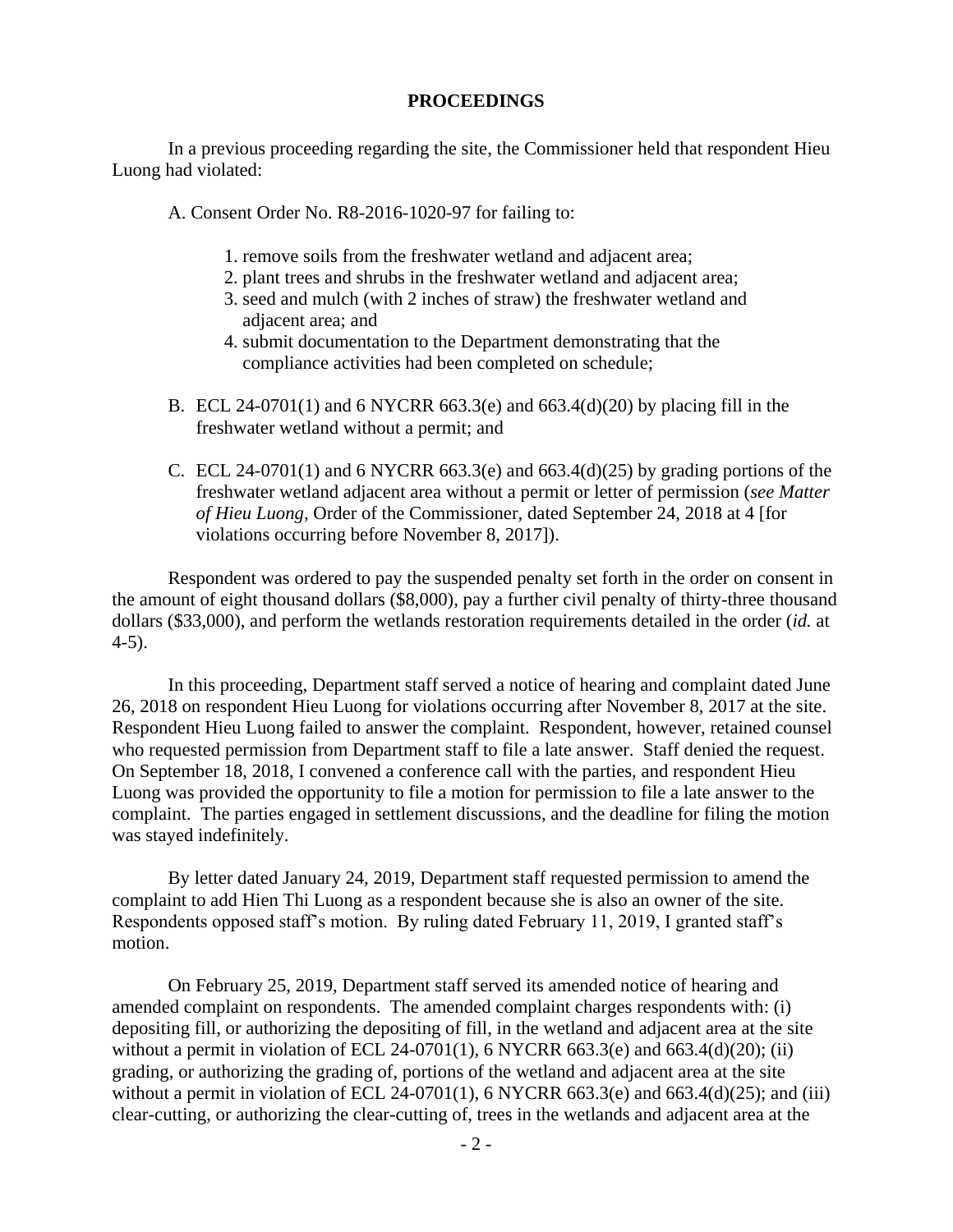## PROCEEDINGS

In a previous proceeding regarding the site, the Commissioner held that respondent Hieu Luong had violated:

A. Consent Order No. R8-2016-1020-97 for failing to:

1. remove soils from the freshwater wetland and adjacent area;
2. plant trees and shrubs in the freshwater wetland and adjacent area;
3. seed and mulch (with 2 inches of straw) the freshwater wetland and adjacent area; and
4. submit documentation to the Department demonstrating that the compliance activities had been completed on schedule;

B. ECL 24-0701(1) and 6 NYCRR 663.3(e) and 663.4(d)(20) by placing fill in the freshwater wetland without a permit; and

C. ECL 24-0701(1) and 6 NYCRR 663.3(e) and 663.4(d)(25) by grading portions of the freshwater wetland adjacent area without a permit or letter of permission (*see Matter of Hieu Luong*, Order of the Commissioner, dated September 24, 2018 at 4 [for violations occurring before November 8, 2017]).

Respondent was ordered to pay the suspended penalty set forth in the order on consent in the amount of eight thousand dollars ($8,000), pay a further civil penalty of thirty-three thousand dollars ($33,000), and perform the wetlands restoration requirements detailed in the order (*id.* at 4-5).

In this proceeding, Department staff served a notice of hearing and complaint dated June 26, 2018 on respondent Hieu Luong for violations occurring after November 8, 2017 at the site. Respondent Hieu Luong failed to answer the complaint. Respondent, however, retained counsel who requested permission from Department staff to file a late answer. Staff denied the request. On September 18, 2018, I convened a conference call with the parties, and respondent Hieu Luong was provided the opportunity to file a motion for permission to file a late answer to the complaint. The parties engaged in settlement discussions, and the deadline for filing the motion was stayed indefinitely.

By letter dated January 24, 2019, Department staff requested permission to amend the complaint to add Hien Thi Luong as a respondent because she is also an owner of the site. Respondents opposed staff's motion. By ruling dated February 11, 2019, I granted staff's motion.

On February 25, 2019, Department staff served its amended notice of hearing and amended complaint on respondents. The amended complaint charges respondents with: (i) depositing fill, or authorizing the depositing of fill, in the wetland and adjacent area at the site without a permit in violation of ECL 24-0701(1), 6 NYCRR 663.3(e) and 663.4(d)(20); (ii) grading, or authorizing the grading of, portions of the wetland and adjacent area at the site without a permit in violation of ECL 24-0701(1), 6 NYCRR 663.3(e) and 663.4(d)(25); and (iii) clear-cutting, or authorizing the clear-cutting of, trees in the wetlands and adjacent area at the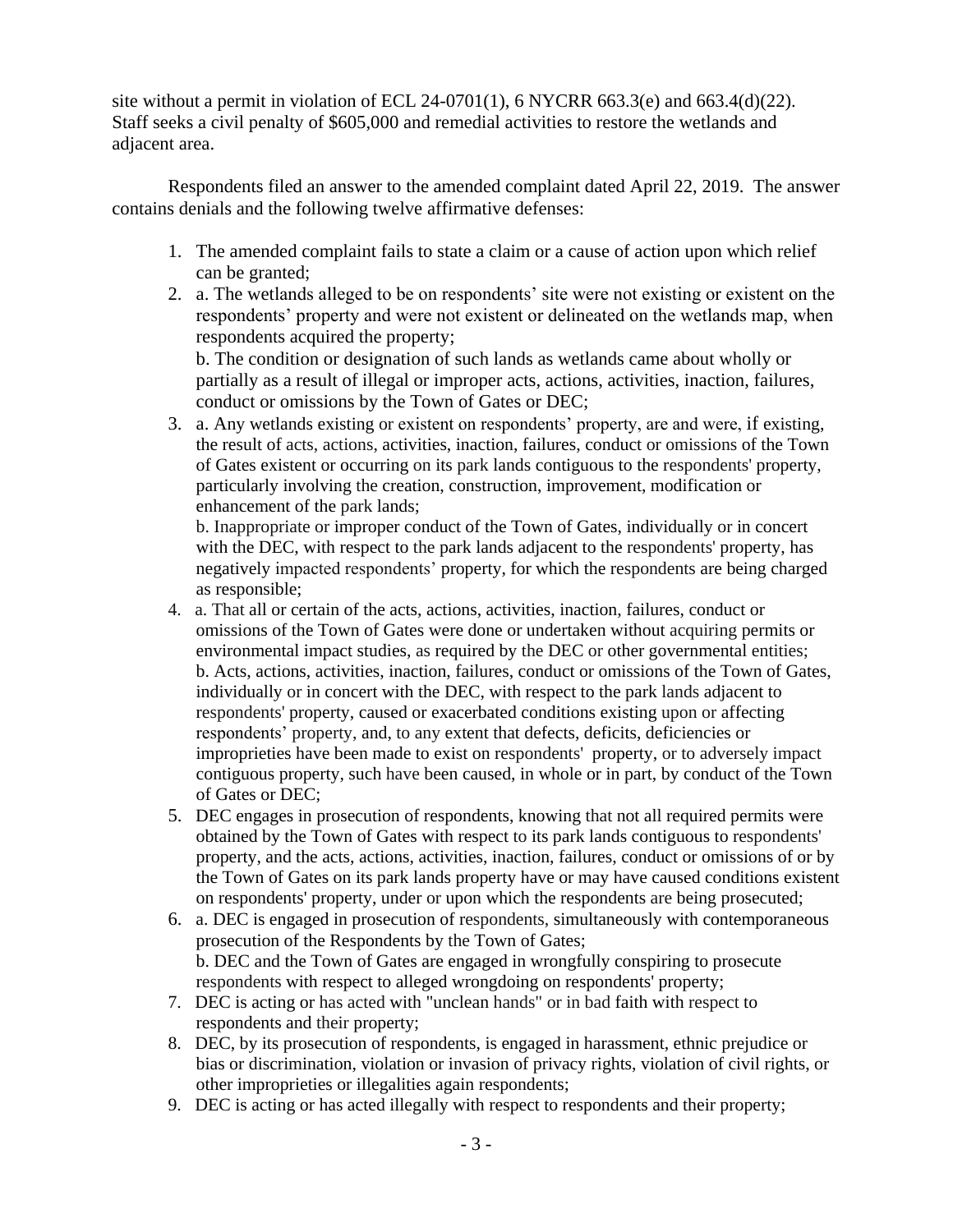site without a permit in violation of ECL 24-0701(1), 6 NYCRR 663.3(e) and 663.4(d)(22). Staff seeks a civil penalty of $605,000 and remedial activities to restore the wetlands and adjacent area.

Respondents filed an answer to the amended complaint dated April 22, 2019. The answer contains denials and the following twelve affirmative defenses:

1. The amended complaint fails to state a claim or a cause of action upon which relief can be granted;
2. a. The wetlands alleged to be on respondents' site were not existing or existent on the respondents' property and were not existent or delineated on the wetlands map, when respondents acquired the property;
   b. The condition or designation of such lands as wetlands came about wholly or partially as a result of illegal or improper acts, actions, activities, inaction, failures, conduct or omissions by the Town of Gates or DEC;
3. a. Any wetlands existing or existent on respondents' property, are and were, if existing, the result of acts, actions, activities, inaction, failures, conduct or omissions of the Town of Gates existent or occurring on its park lands contiguous to the respondents' property, particularly involving the creation, construction, improvement, modification or enhancement of the park lands;
   b. Inappropriate or improper conduct of the Town of Gates, individually or in concert with the DEC, with respect to the park lands adjacent to the respondents' property, has negatively impacted respondents' property, for which the respondents are being charged as responsible;
4. a. That all or certain of the acts, actions, activities, inaction, failures, conduct or omissions of the Town of Gates were done or undertaken without acquiring permits or environmental impact studies, as required by the DEC or other governmental entities;
   b. Acts, actions, activities, inaction, failures, conduct or omissions of the Town of Gates, individually or in concert with the DEC, with respect to the park lands adjacent to respondents' property, caused or exacerbated conditions existing upon or affecting respondents' property, and, to any extent that defects, deficits, deficiencies or improprieties have been made to exist on respondents' property, or to adversely impact contiguous property, such have been caused, in whole or in part, by conduct of the Town of Gates or DEC;
5. DEC engages in prosecution of respondents, knowing that not all required permits were obtained by the Town of Gates with respect to its park lands contiguous to respondents' property, and the acts, actions, activities, inaction, failures, conduct or omissions of or by the Town of Gates on its park lands property have or may have caused conditions existent on respondents' property, under or upon which the respondents are being prosecuted;
6. a. DEC is engaged in prosecution of respondents, simultaneously with contemporaneous prosecution of the Respondents by the Town of Gates;
   b. DEC and the Town of Gates are engaged in wrongfully conspiring to prosecute respondents with respect to alleged wrongdoing on respondents' property;
7. DEC is acting or has acted with "unclean hands" or in bad faith with respect to respondents and their property;
8. DEC, by its prosecution of respondents, is engaged in harassment, ethnic prejudice or bias or discrimination, violation or invasion of privacy rights, violation of civil rights, or other improprieties or illegalities again respondents;
9. DEC is acting or has acted illegally with respect to respondents and their property;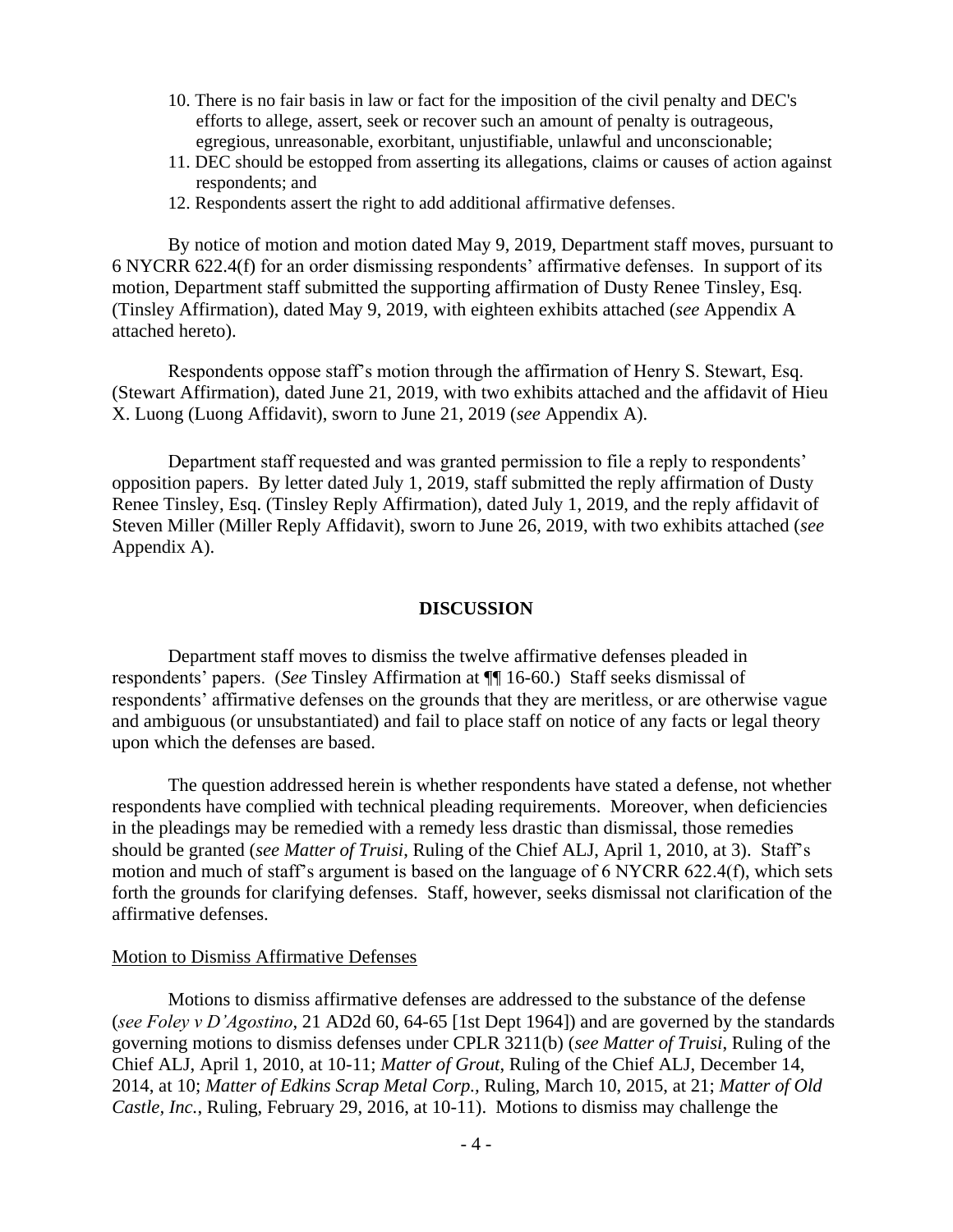10. There is no fair basis in law or fact for the imposition of the civil penalty and DEC's efforts to allege, assert, seek or recover such an amount of penalty is outrageous, egregious, unreasonable, exorbitant, unjustifiable, unlawful and unconscionable;
11. DEC should be estopped from asserting its allegations, claims or causes of action against respondents; and
12. Respondents assert the right to add additional affirmative defenses.

By notice of motion and motion dated May 9, 2019, Department staff moves, pursuant to 6 NYCRR 622.4(f) for an order dismissing respondents' affirmative defenses. In support of its motion, Department staff submitted the supporting affirmation of Dusty Renee Tinsley, Esq. (Tinsley Affirmation), dated May 9, 2019, with eighteen exhibits attached (*see* Appendix A attached hereto).

Respondents oppose staff's motion through the affirmation of Henry S. Stewart, Esq. (Stewart Affirmation), dated June 21, 2019, with two exhibits attached and the affidavit of Hieu X. Luong (Luong Affidavit), sworn to June 21, 2019 (*see* Appendix A).

Department staff requested and was granted permission to file a reply to respondents' opposition papers. By letter dated July 1, 2019, staff submitted the reply affirmation of Dusty Renee Tinsley, Esq. (Tinsley Reply Affirmation), dated July 1, 2019, and the reply affidavit of Steven Miller (Miller Reply Affidavit), sworn to June 26, 2019, with two exhibits attached (*see* Appendix A).

## DISCUSSION

Department staff moves to dismiss the twelve affirmative defenses pleaded in respondents' papers. (*See* Tinsley Affirmation at ¶¶ 16-60.) Staff seeks dismissal of respondents' affirmative defenses on the grounds that they are meritless, or are otherwise vague and ambiguous (or unsubstantiated) and fail to place staff on notice of any facts or legal theory upon which the defenses are based.

The question addressed herein is whether respondents have stated a defense, not whether respondents have complied with technical pleading requirements. Moreover, when deficiencies in the pleadings may be remedied with a remedy less drastic than dismissal, those remedies should be granted (*see Matter of Truisi*, Ruling of the Chief ALJ, April 1, 2010, at 3). Staff's motion and much of staff's argument is based on the language of 6 NYCRR 622.4(f), which sets forth the grounds for clarifying defenses. Staff, however, seeks dismissal not clarification of the affirmative defenses.

### Motion to Dismiss Affirmative Defenses

Motions to dismiss affirmative defenses are addressed to the substance of the defense (*see Foley v D'Agostino*, 21 AD2d 60, 64-65 [1st Dept 1964]) and are governed by the standards governing motions to dismiss defenses under CPLR 3211(b) (*see Matter of Truisi*, Ruling of the Chief ALJ, April 1, 2010, at 10-11; *Matter of Grout*, Ruling of the Chief ALJ, December 14, 2014, at 10; *Matter of Edkins Scrap Metal Corp.*, Ruling, March 10, 2015, at 21; *Matter of Old Castle, Inc.*, Ruling, February 29, 2016, at 10-11). Motions to dismiss may challenge the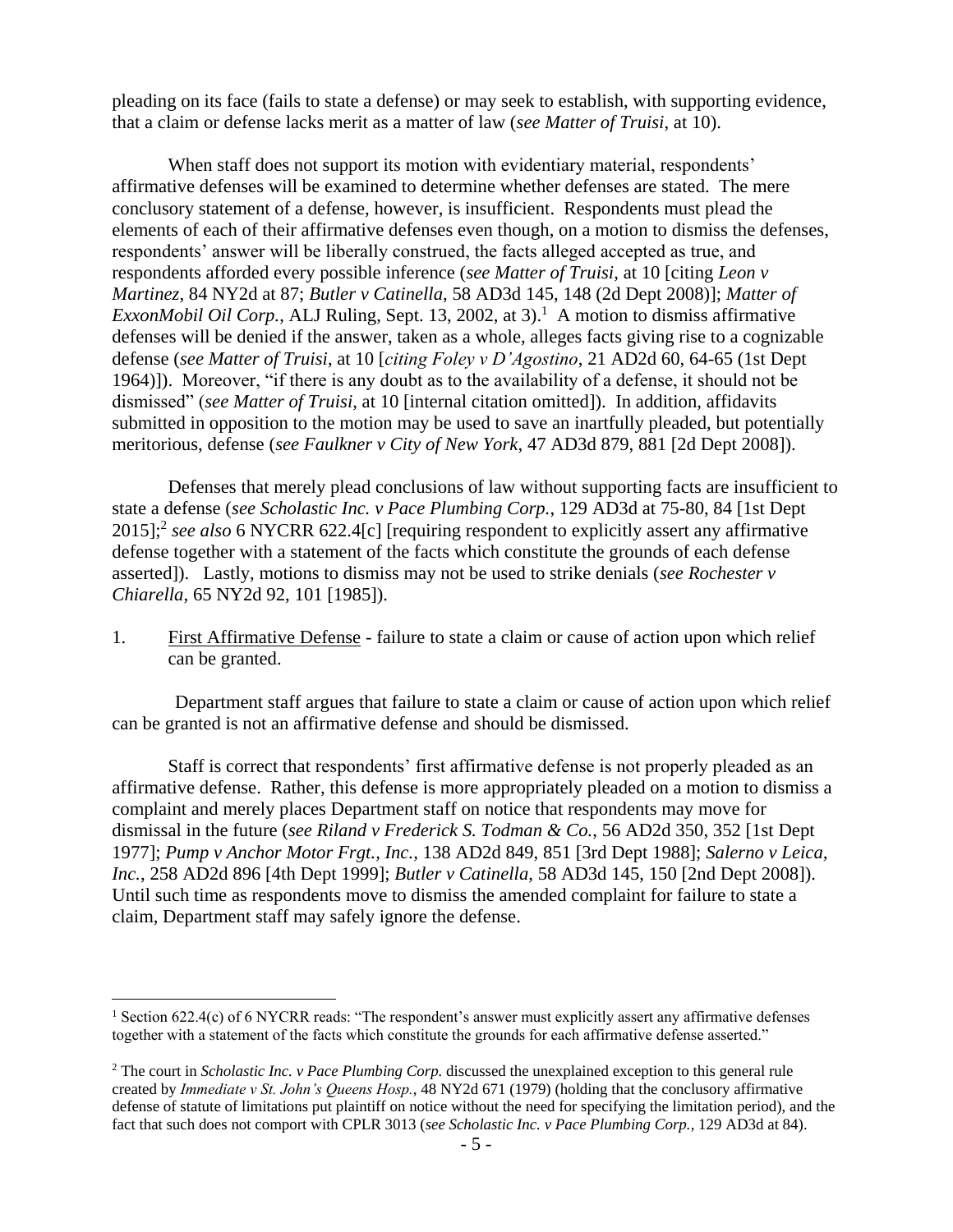pleading on its face (fails to state a defense) or may seek to establish, with supporting evidence, that a claim or defense lacks merit as a matter of law (*see Matter of Truisi*, at 10).

When staff does not support its motion with evidentiary material, respondents' affirmative defenses will be examined to determine whether defenses are stated. The mere conclusory statement of a defense, however, is insufficient. Respondents must plead the elements of each of their affirmative defenses even though, on a motion to dismiss the defenses, respondents' answer will be liberally construed, the facts alleged accepted as true, and respondents afforded every possible inference (*see Matter of Truisi*, at 10 [citing *Leon v Martinez*, 84 NY2d at 87; *Butler v Catinella*, 58 AD3d 145, 148 (2d Dept 2008)]; *Matter of ExxonMobil Oil Corp.*, ALJ Ruling, Sept. 13, 2002, at 3).[1] A motion to dismiss affirmative defenses will be denied if the answer, taken as a whole, alleges facts giving rise to a cognizable defense (*see Matter of Truisi*, at 10 [*citing Foley v D'Agostino*, 21 AD2d 60, 64-65 (1st Dept 1964)]). Moreover, "if there is any doubt as to the availability of a defense, it should not be dismissed" (*see Matter of Truisi*, at 10 [internal citation omitted]). In addition, affidavits submitted in opposition to the motion may be used to save an inartfully pleaded, but potentially meritorious, defense (*see Faulkner v City of New York*, 47 AD3d 879, 881 [2d Dept 2008]).

Defenses that merely plead conclusions of law without supporting facts are insufficient to state a defense (*see Scholastic Inc. v Pace Plumbing Corp.*, 129 AD3d at 75-80, 84 [1st Dept 2015];[2] *see also* 6 NYCRR 622.4[c] [requiring respondent to explicitly assert any affirmative defense together with a statement of the facts which constitute the grounds of each defense asserted]). Lastly, motions to dismiss may not be used to strike denials (*see Rochester v Chiarella*, 65 NY2d 92, 101 [1985]).

1. First Affirmative Defense - failure to state a claim or cause of action upon which relief can be granted.

Department staff argues that failure to state a claim or cause of action upon which relief can be granted is not an affirmative defense and should be dismissed.

Staff is correct that respondents' first affirmative defense is not properly pleaded as an affirmative defense. Rather, this defense is more appropriately pleaded on a motion to dismiss a complaint and merely places Department staff on notice that respondents may move for dismissal in the future (*see Riland v Frederick S. Todman & Co.*, 56 AD2d 350, 352 [1st Dept 1977]; *Pump v Anchor Motor Frgt., Inc.*, 138 AD2d 849, 851 [3rd Dept 1988]; *Salerno v Leica, Inc.*, 258 AD2d 896 [4th Dept 1999]; *Butler v Catinella*, 58 AD3d 145, 150 [2nd Dept 2008]). Until such time as respondents move to dismiss the amended complaint for failure to state a claim, Department staff may safely ignore the defense.

---

[1] Section 622.4(c) of 6 NYCRR reads: "The respondent's answer must explicitly assert any affirmative defenses together with a statement of the facts which constitute the grounds for each affirmative defense asserted."

[2] The court in *Scholastic Inc. v Pace Plumbing Corp.* discussed the unexplained exception to this general rule created by *Immediate v St. John's Queens Hosp.*, 48 NY2d 671 (1979) (holding that the conclusory affirmative defense of statute of limitations put plaintiff on notice without the need for specifying the limitation period), and the fact that such does not comport with CPLR 3013 (*see Scholastic Inc. v Pace Plumbing Corp.*, 129 AD3d at 84).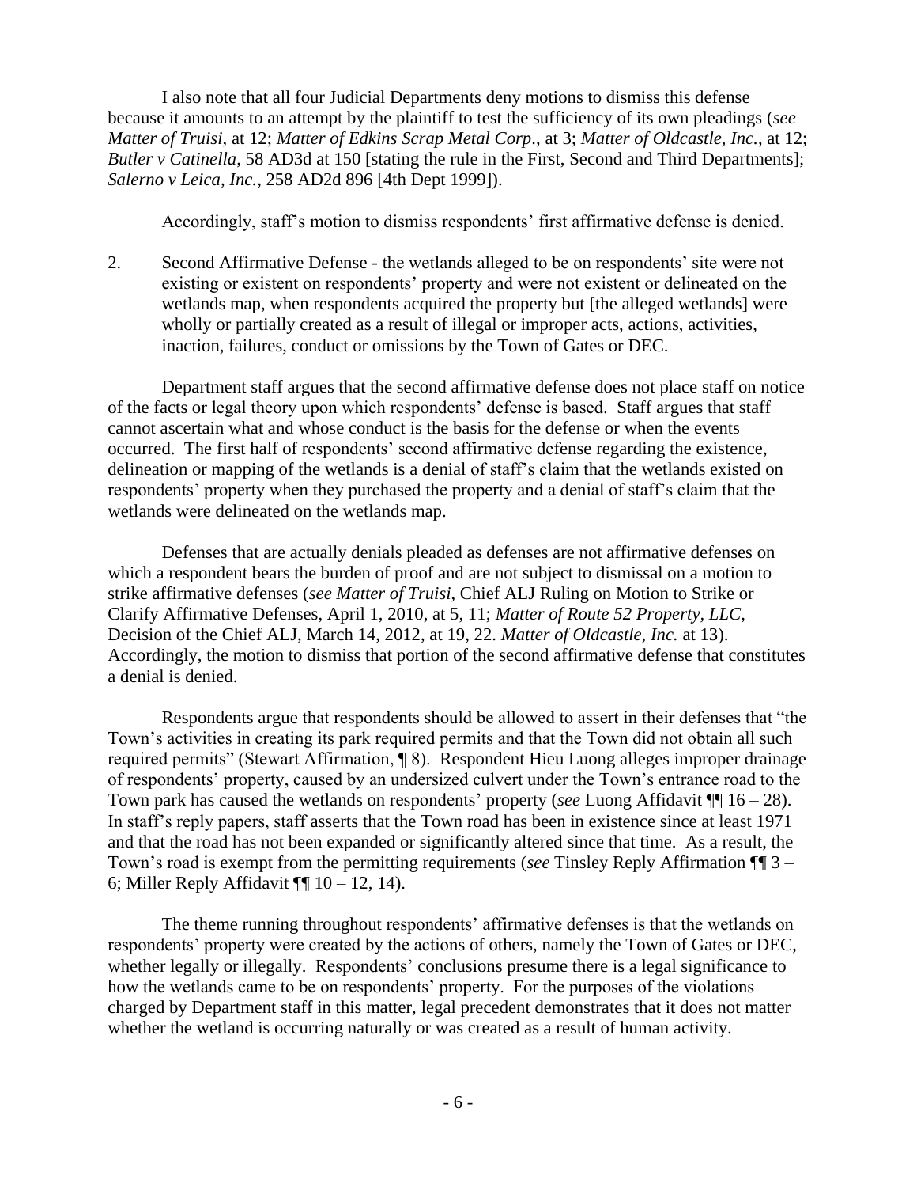I also note that all four Judicial Departments deny motions to dismiss this defense because it amounts to an attempt by the plaintiff to test the sufficiency of its own pleadings (*see Matter of Truisi*, at 12; *Matter of Edkins Scrap Metal Corp*., at 3; *Matter of Oldcastle, Inc.*, at 12; *Butler v Catinella*, 58 AD3d at 150 [stating the rule in the First, Second and Third Departments]; *Salerno v Leica, Inc.*, 258 AD2d 896 [4th Dept 1999]).

Accordingly, staff's motion to dismiss respondents' first affirmative defense is denied.

2. Second Affirmative Defense - the wetlands alleged to be on respondents' site were not existing or existent on respondents' property and were not existent or delineated on the wetlands map, when respondents acquired the property but [the alleged wetlands] were wholly or partially created as a result of illegal or improper acts, actions, activities, inaction, failures, conduct or omissions by the Town of Gates or DEC.

Department staff argues that the second affirmative defense does not place staff on notice of the facts or legal theory upon which respondents' defense is based. Staff argues that staff cannot ascertain what and whose conduct is the basis for the defense or when the events occurred. The first half of respondents' second affirmative defense regarding the existence, delineation or mapping of the wetlands is a denial of staff's claim that the wetlands existed on respondents' property when they purchased the property and a denial of staff's claim that the wetlands were delineated on the wetlands map.

Defenses that are actually denials pleaded as defenses are not affirmative defenses on which a respondent bears the burden of proof and are not subject to dismissal on a motion to strike affirmative defenses (*see Matter of Truisi*, Chief ALJ Ruling on Motion to Strike or Clarify Affirmative Defenses, April 1, 2010, at 5, 11; *Matter of Route 52 Property, LLC*, Decision of the Chief ALJ, March 14, 2012, at 19, 22. *Matter of Oldcastle, Inc.* at 13). Accordingly, the motion to dismiss that portion of the second affirmative defense that constitutes a denial is denied.

Respondents argue that respondents should be allowed to assert in their defenses that "the Town's activities in creating its park required permits and that the Town did not obtain all such required permits" (Stewart Affirmation, ¶ 8). Respondent Hieu Luong alleges improper drainage of respondents' property, caused by an undersized culvert under the Town's entrance road to the Town park has caused the wetlands on respondents' property (*see* Luong Affidavit ¶¶ 16 – 28). In staff's reply papers, staff asserts that the Town road has been in existence since at least 1971 and that the road has not been expanded or significantly altered since that time. As a result, the Town's road is exempt from the permitting requirements (*see* Tinsley Reply Affirmation ¶¶ 3 – 6; Miller Reply Affidavit ¶¶ 10 – 12, 14).

The theme running throughout respondents' affirmative defenses is that the wetlands on respondents' property were created by the actions of others, namely the Town of Gates or DEC, whether legally or illegally. Respondents' conclusions presume there is a legal significance to how the wetlands came to be on respondents' property. For the purposes of the violations charged by Department staff in this matter, legal precedent demonstrates that it does not matter whether the wetland is occurring naturally or was created as a result of human activity.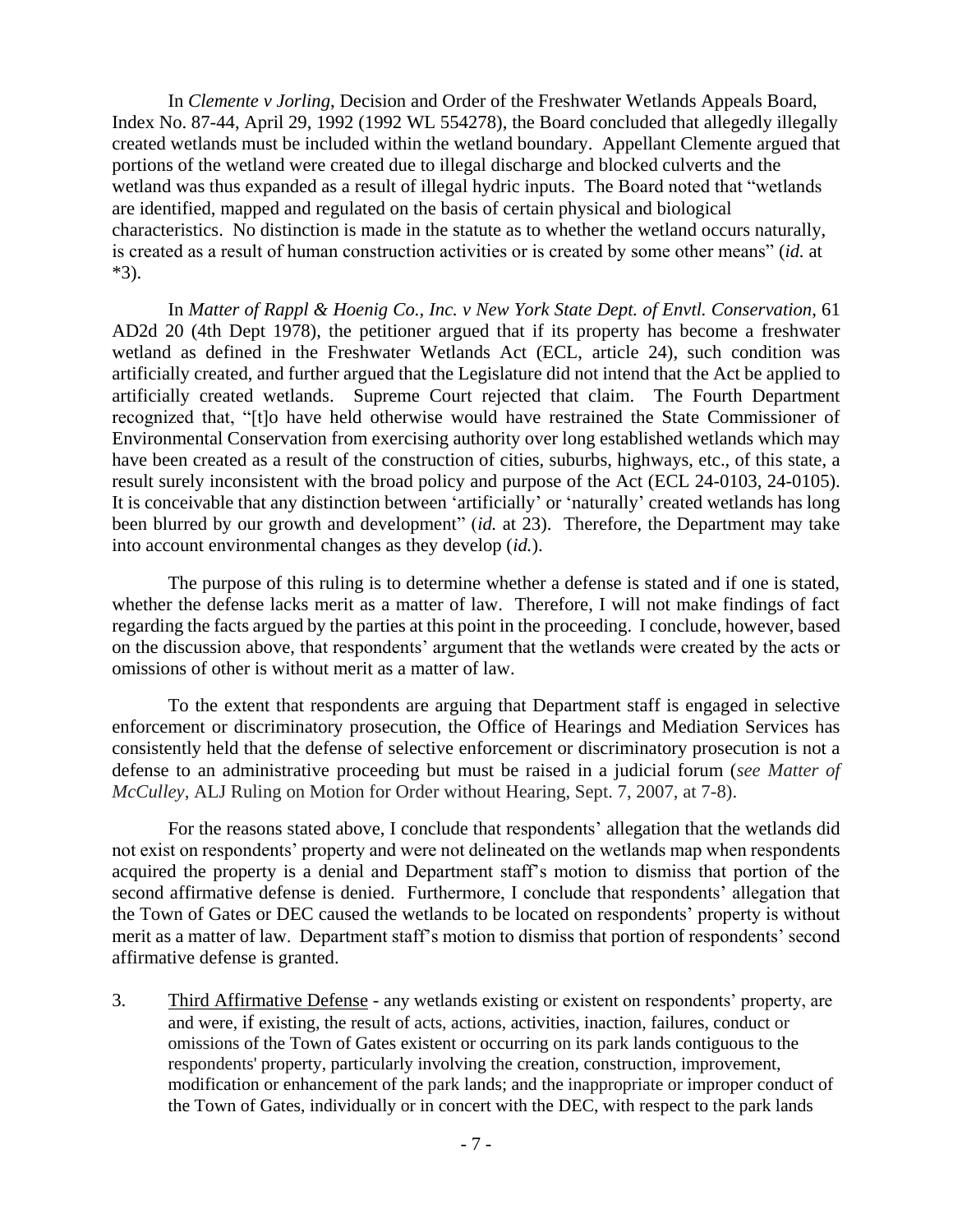In *Clemente v Jorling*, Decision and Order of the Freshwater Wetlands Appeals Board, Index No. 87-44, April 29, 1992 (1992 WL 554278), the Board concluded that allegedly illegally created wetlands must be included within the wetland boundary. Appellant Clemente argued that portions of the wetland were created due to illegal discharge and blocked culverts and the wetland was thus expanded as a result of illegal hydric inputs. The Board noted that "wetlands are identified, mapped and regulated on the basis of certain physical and biological characteristics. No distinction is made in the statute as to whether the wetland occurs naturally, is created as a result of human construction activities or is created by some other means" (*id.* at *3).

In *Matter of Rappl & Hoenig Co., Inc. v New York State Dept. of Envtl. Conservation*, 61 AD2d 20 (4th Dept 1978), the petitioner argued that if its property has become a freshwater wetland as defined in the Freshwater Wetlands Act (ECL, article 24), such condition was artificially created, and further argued that the Legislature did not intend that the Act be applied to artificially created wetlands. Supreme Court rejected that claim. The Fourth Department recognized that, "[t]o have held otherwise would have restrained the State Commissioner of Environmental Conservation from exercising authority over long established wetlands which may have been created as a result of the construction of cities, suburbs, highways, etc., of this state, a result surely inconsistent with the broad policy and purpose of the Act (ECL 24-0103, 24-0105). It is conceivable that any distinction between 'artificially' or 'naturally' created wetlands has long been blurred by our growth and development" (*id.* at 23). Therefore, the Department may take into account environmental changes as they develop (*id.*).

The purpose of this ruling is to determine whether a defense is stated and if one is stated, whether the defense lacks merit as a matter of law. Therefore, I will not make findings of fact regarding the facts argued by the parties at this point in the proceeding. I conclude, however, based on the discussion above, that respondents' argument that the wetlands were created by the acts or omissions of other is without merit as a matter of law.

To the extent that respondents are arguing that Department staff is engaged in selective enforcement or discriminatory prosecution, the Office of Hearings and Mediation Services has consistently held that the defense of selective enforcement or discriminatory prosecution is not a defense to an administrative proceeding but must be raised in a judicial forum (*see Matter of McCulley*, ALJ Ruling on Motion for Order without Hearing, Sept. 7, 2007, at 7-8).

For the reasons stated above, I conclude that respondents' allegation that the wetlands did not exist on respondents' property and were not delineated on the wetlands map when respondents acquired the property is a denial and Department staff's motion to dismiss that portion of the second affirmative defense is denied. Furthermore, I conclude that respondents' allegation that the Town of Gates or DEC caused the wetlands to be located on respondents' property is without merit as a matter of law. Department staff's motion to dismiss that portion of respondents' second affirmative defense is granted.

3. Third Affirmative Defense - any wetlands existing or existent on respondents' property, are and were, if existing, the result of acts, actions, activities, inaction, failures, conduct or omissions of the Town of Gates existent or occurring on its park lands contiguous to the respondents' property, particularly involving the creation, construction, improvement, modification or enhancement of the park lands; and the inappropriate or improper conduct of the Town of Gates, individually or in concert with the DEC, with respect to the park lands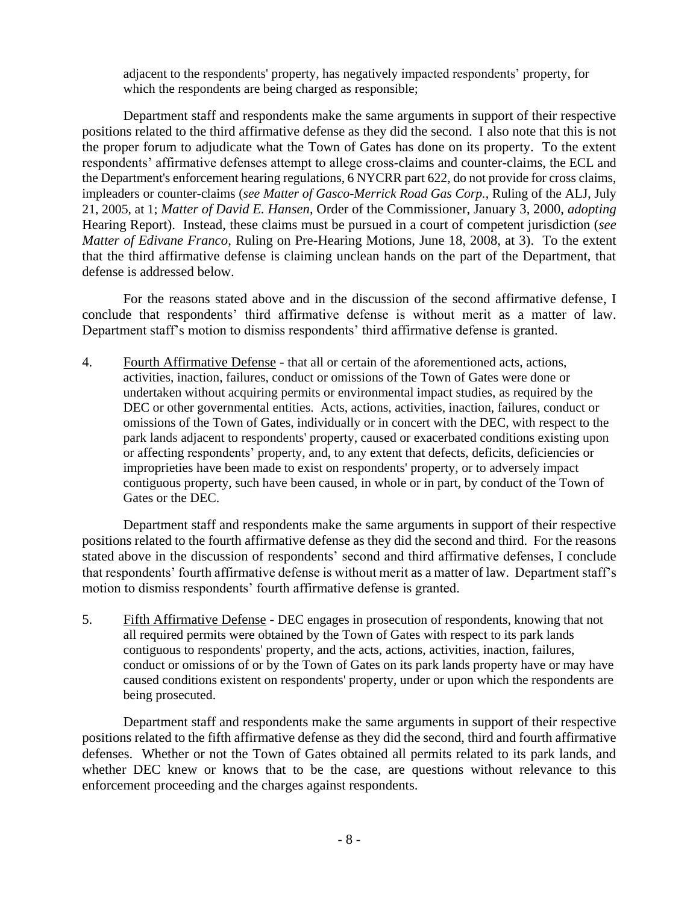adjacent to the respondents' property, has negatively impacted respondents' property, for which the respondents are being charged as responsible;

Department staff and respondents make the same arguments in support of their respective positions related to the third affirmative defense as they did the second. I also note that this is not the proper forum to adjudicate what the Town of Gates has done on its property. To the extent respondents' affirmative defenses attempt to allege cross-claims and counter-claims, the ECL and the Department's enforcement hearing regulations, 6 NYCRR part 622, do not provide for cross claims, impleaders or counter-claims (*see Matter of Gasco-Merrick Road Gas Corp.*, Ruling of the ALJ, July 21, 2005, at 1; *Matter of David E. Hansen*, Order of the Commissioner, January 3, 2000, *adopting* Hearing Report). Instead, these claims must be pursued in a court of competent jurisdiction (*see Matter of Edivane Franco*, Ruling on Pre-Hearing Motions, June 18, 2008, at 3). To the extent that the third affirmative defense is claiming unclean hands on the part of the Department, that defense is addressed below.

For the reasons stated above and in the discussion of the second affirmative defense, I conclude that respondents' third affirmative defense is without merit as a matter of law. Department staff's motion to dismiss respondents' third affirmative defense is granted.

4. Fourth Affirmative Defense - that all or certain of the aforementioned acts, actions, activities, inaction, failures, conduct or omissions of the Town of Gates were done or undertaken without acquiring permits or environmental impact studies, as required by the DEC or other governmental entities. Acts, actions, activities, inaction, failures, conduct or omissions of the Town of Gates, individually or in concert with the DEC, with respect to the park lands adjacent to respondents' property, caused or exacerbated conditions existing upon or affecting respondents' property, and, to any extent that defects, deficits, deficiencies or improprieties have been made to exist on respondents' property, or to adversely impact contiguous property, such have been caused, in whole or in part, by conduct of the Town of Gates or the DEC.

Department staff and respondents make the same arguments in support of their respective positions related to the fourth affirmative defense as they did the second and third. For the reasons stated above in the discussion of respondents' second and third affirmative defenses, I conclude that respondents' fourth affirmative defense is without merit as a matter of law. Department staff's motion to dismiss respondents' fourth affirmative defense is granted.

5. Fifth Affirmative Defense - DEC engages in prosecution of respondents, knowing that not all required permits were obtained by the Town of Gates with respect to its park lands contiguous to respondents' property, and the acts, actions, activities, inaction, failures, conduct or omissions of or by the Town of Gates on its park lands property have or may have caused conditions existent on respondents' property, under or upon which the respondents are being prosecuted.

Department staff and respondents make the same arguments in support of their respective positions related to the fifth affirmative defense as they did the second, third and fourth affirmative defenses. Whether or not the Town of Gates obtained all permits related to its park lands, and whether DEC knew or knows that to be the case, are questions without relevance to this enforcement proceeding and the charges against respondents.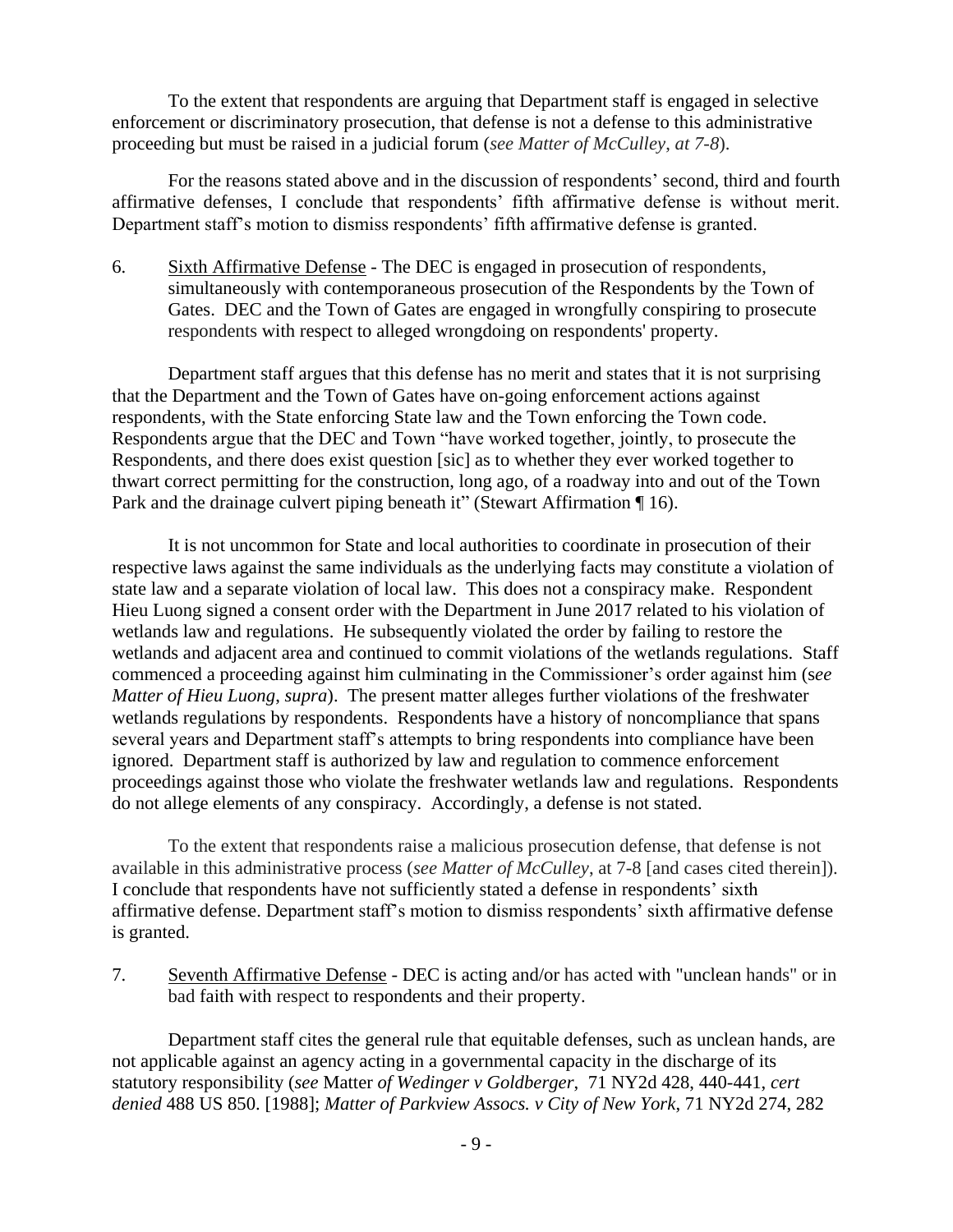To the extent that respondents are arguing that Department staff is engaged in selective enforcement or discriminatory prosecution, that defense is not a defense to this administrative proceeding but must be raised in a judicial forum (*see Matter of McCulley, at 7-8*).

For the reasons stated above and in the discussion of respondents' second, third and fourth affirmative defenses, I conclude that respondents' fifth affirmative defense is without merit. Department staff's motion to dismiss respondents' fifth affirmative defense is granted.

6. Sixth Affirmative Defense - The DEC is engaged in prosecution of respondents, simultaneously with contemporaneous prosecution of the Respondents by the Town of Gates. DEC and the Town of Gates are engaged in wrongfully conspiring to prosecute respondents with respect to alleged wrongdoing on respondents' property.

Department staff argues that this defense has no merit and states that it is not surprising that the Department and the Town of Gates have on-going enforcement actions against respondents, with the State enforcing State law and the Town enforcing the Town code. Respondents argue that the DEC and Town "have worked together, jointly, to prosecute the Respondents, and there does exist question [sic] as to whether they ever worked together to thwart correct permitting for the construction, long ago, of a roadway into and out of the Town Park and the drainage culvert piping beneath it" (Stewart Affirmation ¶ 16).

It is not uncommon for State and local authorities to coordinate in prosecution of their respective laws against the same individuals as the underlying facts may constitute a violation of state law and a separate violation of local law. This does not a conspiracy make. Respondent Hieu Luong signed a consent order with the Department in June 2017 related to his violation of wetlands law and regulations. He subsequently violated the order by failing to restore the wetlands and adjacent area and continued to commit violations of the wetlands regulations. Staff commenced a proceeding against him culminating in the Commissioner's order against him (*see Matter of Hieu Luong, supra*). The present matter alleges further violations of the freshwater wetlands regulations by respondents. Respondents have a history of noncompliance that spans several years and Department staff's attempts to bring respondents into compliance have been ignored. Department staff is authorized by law and regulation to commence enforcement proceedings against those who violate the freshwater wetlands law and regulations. Respondents do not allege elements of any conspiracy. Accordingly, a defense is not stated.

To the extent that respondents raise a malicious prosecution defense, that defense is not available in this administrative process (*see Matter of McCulley*, at 7-8 [and cases cited therein]). I conclude that respondents have not sufficiently stated a defense in respondents' sixth affirmative defense. Department staff's motion to dismiss respondents' sixth affirmative defense is granted.

7. Seventh Affirmative Defense - DEC is acting and/or has acted with "unclean hands" or in bad faith with respect to respondents and their property.

Department staff cites the general rule that equitable defenses, such as unclean hands, are not applicable against an agency acting in a governmental capacity in the discharge of its statutory responsibility (*see* Matter *of Wedinger v Goldberger*, 71 NY2d 428, 440-441, *cert denied* 488 US 850. [1988]; *Matter of Parkview Assocs. v City of New York*, 71 NY2d 274, 282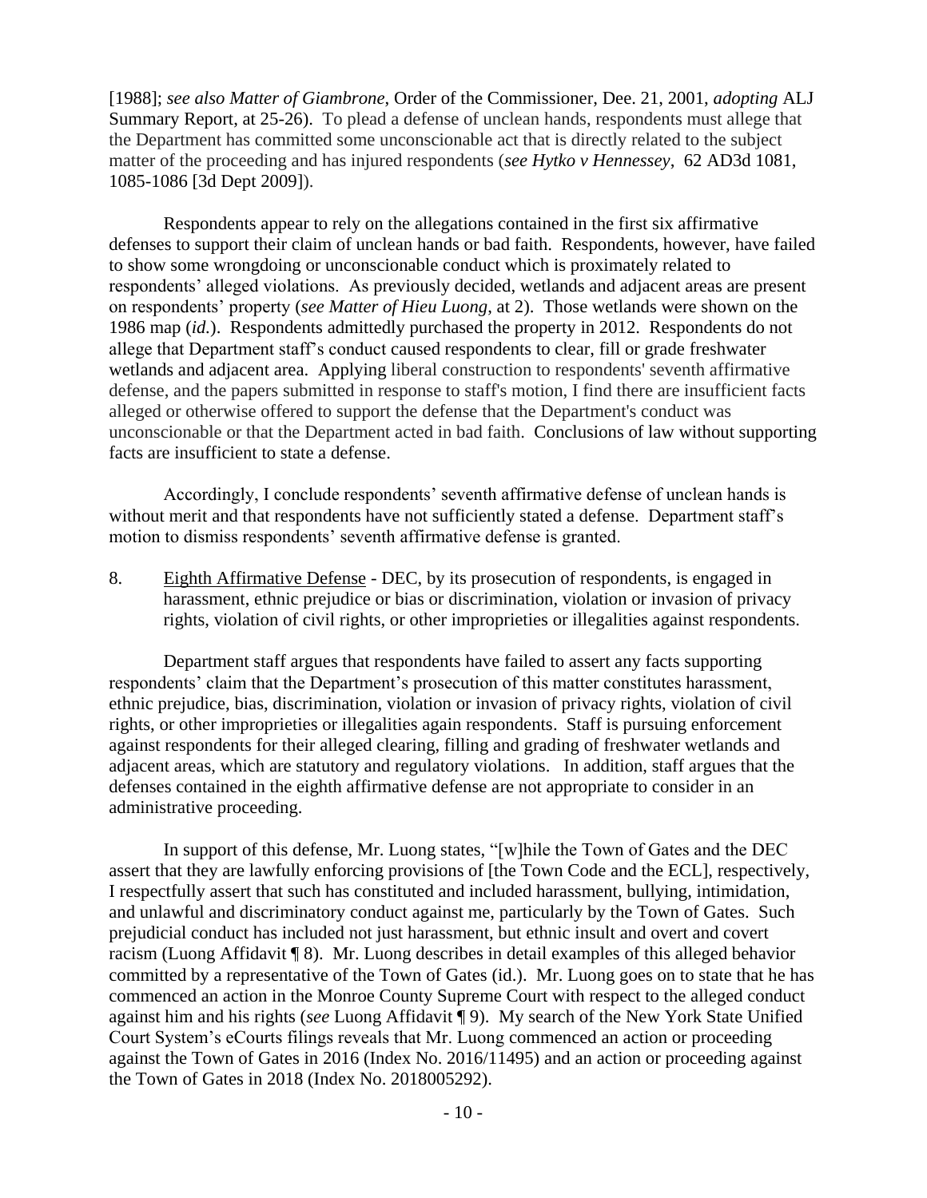[1988]; *see also Matter of Giambrone*, Order of the Commissioner, Dee. 21, 2001, *adopting* ALJ Summary Report, at 25-26). To plead a defense of unclean hands, respondents must allege that the Department has committed some unconscionable act that is directly related to the subject matter of the proceeding and has injured respondents (*see Hytko v Hennessey*, 62 AD3d 1081, 1085-1086 [3d Dept 2009]).

Respondents appear to rely on the allegations contained in the first six affirmative defenses to support their claim of unclean hands or bad faith. Respondents, however, have failed to show some wrongdoing or unconscionable conduct which is proximately related to respondents' alleged violations. As previously decided, wetlands and adjacent areas are present on respondents' property (*see Matter of Hieu Luong*, at 2). Those wetlands were shown on the 1986 map (*id.*). Respondents admittedly purchased the property in 2012. Respondents do not allege that Department staff's conduct caused respondents to clear, fill or grade freshwater wetlands and adjacent area. Applying liberal construction to respondents' seventh affirmative defense, and the papers submitted in response to staff's motion, I find there are insufficient facts alleged or otherwise offered to support the defense that the Department's conduct was unconscionable or that the Department acted in bad faith. Conclusions of law without supporting facts are insufficient to state a defense.

Accordingly, I conclude respondents' seventh affirmative defense of unclean hands is without merit and that respondents have not sufficiently stated a defense. Department staff's motion to dismiss respondents' seventh affirmative defense is granted.

8. Eighth Affirmative Defense - DEC, by its prosecution of respondents, is engaged in harassment, ethnic prejudice or bias or discrimination, violation or invasion of privacy rights, violation of civil rights, or other improprieties or illegalities against respondents.

Department staff argues that respondents have failed to assert any facts supporting respondents' claim that the Department's prosecution of this matter constitutes harassment, ethnic prejudice, bias, discrimination, violation or invasion of privacy rights, violation of civil rights, or other improprieties or illegalities again respondents. Staff is pursuing enforcement against respondents for their alleged clearing, filling and grading of freshwater wetlands and adjacent areas, which are statutory and regulatory violations. In addition, staff argues that the defenses contained in the eighth affirmative defense are not appropriate to consider in an administrative proceeding.

In support of this defense, Mr. Luong states, "[w]hile the Town of Gates and the DEC assert that they are lawfully enforcing provisions of [the Town Code and the ECL], respectively, I respectfully assert that such has constituted and included harassment, bullying, intimidation, and unlawful and discriminatory conduct against me, particularly by the Town of Gates. Such prejudicial conduct has included not just harassment, but ethnic insult and overt and covert racism (Luong Affidavit ¶ 8). Mr. Luong describes in detail examples of this alleged behavior committed by a representative of the Town of Gates (id.). Mr. Luong goes on to state that he has commenced an action in the Monroe County Supreme Court with respect to the alleged conduct against him and his rights (*see* Luong Affidavit ¶ 9). My search of the New York State Unified Court System's eCourts filings reveals that Mr. Luong commenced an action or proceeding against the Town of Gates in 2016 (Index No. 2016/11495) and an action or proceeding against the Town of Gates in 2018 (Index No. 2018005292).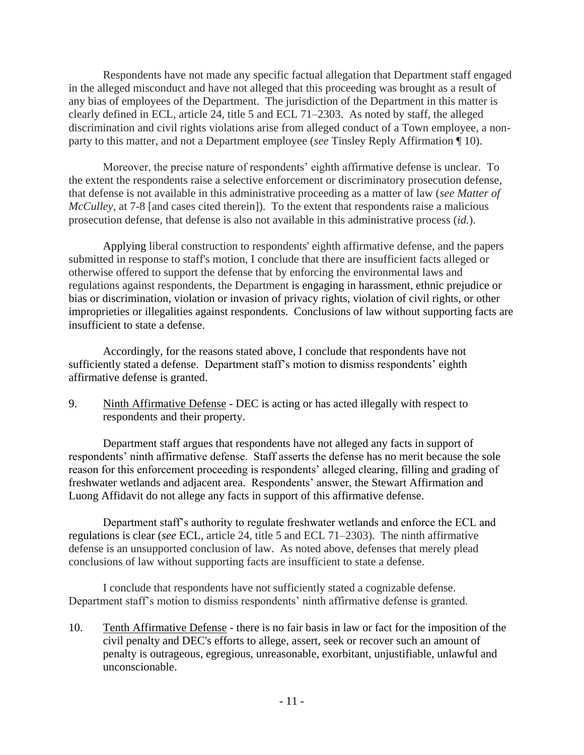Respondents have not made any specific factual allegation that Department staff engaged in the alleged misconduct and have not alleged that this proceeding was brought as a result of any bias of employees of the Department. The jurisdiction of the Department in this matter is clearly defined in ECL, article 24, title 5 and ECL 71–2303. As noted by staff, the alleged discrimination and civil rights violations arise from alleged conduct of a Town employee, a non-party to this matter, and not a Department employee (*see* Tinsley Reply Affirmation ¶ 10).

Moreover, the precise nature of respondents' eighth affirmative defense is unclear. To the extent the respondents raise a selective enforcement or discriminatory prosecution defense, that defense is not available in this administrative proceeding as a matter of law (*see Matter of McCulley*, at 7-8 [and cases cited therein]). To the extent that respondents raise a malicious prosecution defense, that defense is also not available in this administrative process (*id.*).

Applying liberal construction to respondents' eighth affirmative defense, and the papers submitted in response to staff's motion, I conclude that there are insufficient facts alleged or otherwise offered to support the defense that by enforcing the environmental laws and regulations against respondents, the Department is engaging in harassment, ethnic prejudice or bias or discrimination, violation or invasion of privacy rights, violation of civil rights, or other improprieties or illegalities against respondents. Conclusions of law without supporting facts are insufficient to state a defense.

Accordingly, for the reasons stated above, I conclude that respondents have not sufficiently stated a defense. Department staff's motion to dismiss respondents' eighth affirmative defense is granted.

9. Ninth Affirmative Defense - DEC is acting or has acted illegally with respect to respondents and their property.

Department staff argues that respondents have not alleged any facts in support of respondents' ninth affirmative defense. Staff asserts the defense has no merit because the sole reason for this enforcement proceeding is respondents' alleged clearing, filling and grading of freshwater wetlands and adjacent area. Respondents' answer, the Stewart Affirmation and Luong Affidavit do not allege any facts in support of this affirmative defense.

Department staff's authority to regulate freshwater wetlands and enforce the ECL and regulations is clear (*see* ECL, article 24, title 5 and ECL 71–2303). The ninth affirmative defense is an unsupported conclusion of law. As noted above, defenses that merely plead conclusions of law without supporting facts are insufficient to state a defense.

I conclude that respondents have not sufficiently stated a cognizable defense. Department staff's motion to dismiss respondents' ninth affirmative defense is granted.

10. Tenth Affirmative Defense - there is no fair basis in law or fact for the imposition of the civil penalty and DEC's efforts to allege, assert, seek or recover such an amount of penalty is outrageous, egregious, unreasonable, exorbitant, unjustifiable, unlawful and unconscionable.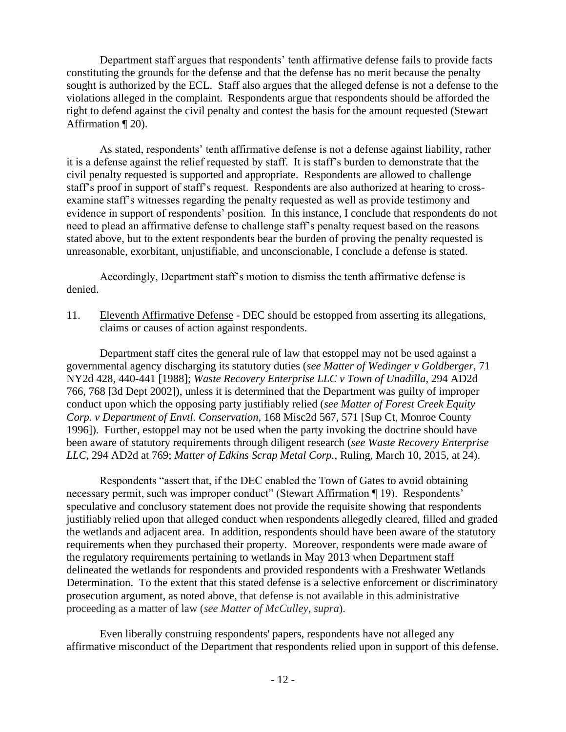Department staff argues that respondents' tenth affirmative defense fails to provide facts constituting the grounds for the defense and that the defense has no merit because the penalty sought is authorized by the ECL. Staff also argues that the alleged defense is not a defense to the violations alleged in the complaint. Respondents argue that respondents should be afforded the right to defend against the civil penalty and contest the basis for the amount requested (Stewart Affirmation ¶ 20).

As stated, respondents' tenth affirmative defense is not a defense against liability, rather it is a defense against the relief requested by staff. It is staff's burden to demonstrate that the civil penalty requested is supported and appropriate. Respondents are allowed to challenge staff's proof in support of staff's request. Respondents are also authorized at hearing to cross-examine staff's witnesses regarding the penalty requested as well as provide testimony and evidence in support of respondents' position. In this instance, I conclude that respondents do not need to plead an affirmative defense to challenge staff's penalty request based on the reasons stated above, but to the extent respondents bear the burden of proving the penalty requested is unreasonable, exorbitant, unjustifiable, and unconscionable, I conclude a defense is stated.

Accordingly, Department staff's motion to dismiss the tenth affirmative defense is denied.

11. Eleventh Affirmative Defense - DEC should be estopped from asserting its allegations, claims or causes of action against respondents.

Department staff cites the general rule of law that estoppel may not be used against a governmental agency discharging its statutory duties (*see Matter of Wedinger v Goldberger*, 71 NY2d 428, 440-441 [1988]; *Waste Recovery Enterprise LLC v Town of Unadilla*, 294 AD2d 766, 768 [3d Dept 2002]), unless it is determined that the Department was guilty of improper conduct upon which the opposing party justifiably relied (*see Matter of Forest Creek Equity Corp. v Department of Envtl. Conservation*, 168 Misc2d 567, 571 [Sup Ct, Monroe County 1996]). Further, estoppel may not be used when the party invoking the doctrine should have been aware of statutory requirements through diligent research (*see Waste Recovery Enterprise LLC*, 294 AD2d at 769; *Matter of Edkins Scrap Metal Corp.*, Ruling, March 10, 2015, at 24).

Respondents "assert that, if the DEC enabled the Town of Gates to avoid obtaining necessary permit, such was improper conduct" (Stewart Affirmation ¶ 19). Respondents' speculative and conclusory statement does not provide the requisite showing that respondents justifiably relied upon that alleged conduct when respondents allegedly cleared, filled and graded the wetlands and adjacent area. In addition, respondents should have been aware of the statutory requirements when they purchased their property. Moreover, respondents were made aware of the regulatory requirements pertaining to wetlands in May 2013 when Department staff delineated the wetlands for respondents and provided respondents with a Freshwater Wetlands Determination. To the extent that this stated defense is a selective enforcement or discriminatory prosecution argument, as noted above, that defense is not available in this administrative proceeding as a matter of law (*see Matter of McCulley*, *supra*).

Even liberally construing respondents' papers, respondents have not alleged any affirmative misconduct of the Department that respondents relied upon in support of this defense.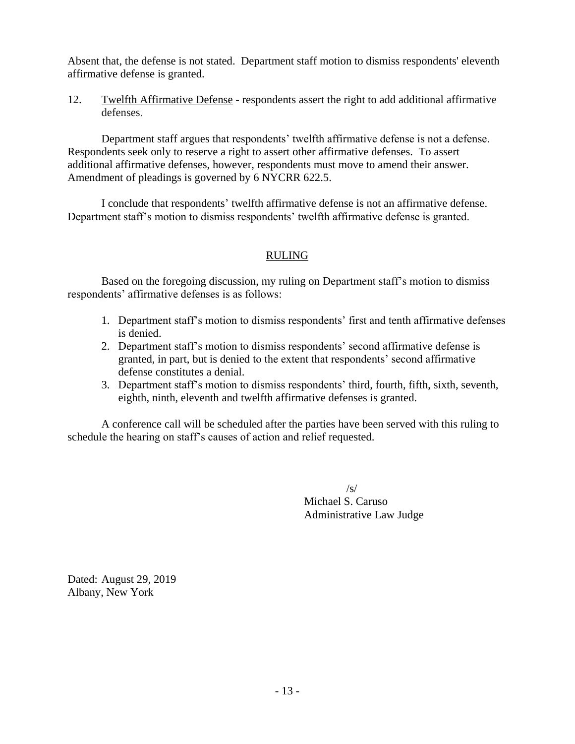Absent that, the defense is not stated. Department staff motion to dismiss respondents' eleventh affirmative defense is granted.

12. Twelfth Affirmative Defense - respondents assert the right to add additional affirmative defenses.

Department staff argues that respondents' twelfth affirmative defense is not a defense. Respondents seek only to reserve a right to assert other affirmative defenses. To assert additional affirmative defenses, however, respondents must move to amend their answer. Amendment of pleadings is governed by 6 NYCRR 622.5.

I conclude that respondents' twelfth affirmative defense is not an affirmative defense. Department staff's motion to dismiss respondents' twelfth affirmative defense is granted.

## RULING

Based on the foregoing discussion, my ruling on Department staff's motion to dismiss respondents' affirmative defenses is as follows:

1. Department staff's motion to dismiss respondents' first and tenth affirmative defenses is denied.
2. Department staff's motion to dismiss respondents' second affirmative defense is granted, in part, but is denied to the extent that respondents' second affirmative defense constitutes a denial.
3. Department staff's motion to dismiss respondents' third, fourth, fifth, sixth, seventh, eighth, ninth, eleventh and twelfth affirmative defenses is granted.

A conference call will be scheduled after the parties have been served with this ruling to schedule the hearing on staff's causes of action and relief requested.

/s/
Michael S. Caruso
Administrative Law Judge

Dated: August 29, 2019
Albany, New York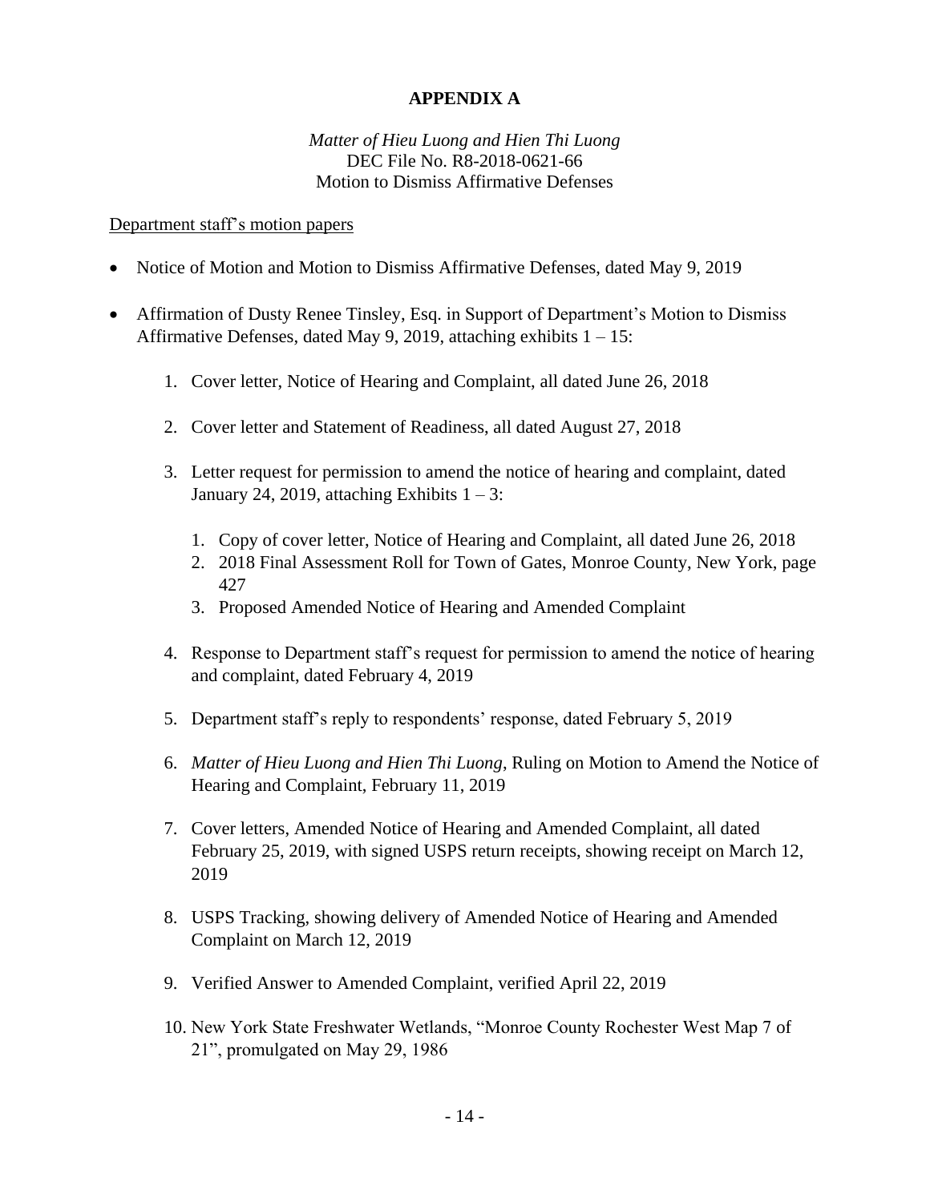# APPENDIX A

*Matter of Hieu Luong and Hien Thi Luong*
DEC File No. R8-2018-0621-66
Motion to Dismiss Affirmative Defenses

Department staff's motion papers

- Notice of Motion and Motion to Dismiss Affirmative Defenses, dated May 9, 2019
- Affirmation of Dusty Renee Tinsley, Esq. in Support of Department's Motion to Dismiss Affirmative Defenses, dated May 9, 2019, attaching exhibits 1 – 15:

    1. Cover letter, Notice of Hearing and Complaint, all dated June 26, 2018
    2. Cover letter and Statement of Readiness, all dated August 27, 2018
    3. Letter request for permission to amend the notice of hearing and complaint, dated January 24, 2019, attaching Exhibits 1 – 3:
        1. Copy of cover letter, Notice of Hearing and Complaint, all dated June 26, 2018
        2. 2018 Final Assessment Roll for Town of Gates, Monroe County, New York, page 427
        3. Proposed Amended Notice of Hearing and Amended Complaint
    4. Response to Department staff's request for permission to amend the notice of hearing and complaint, dated February 4, 2019
    5. Department staff's reply to respondents' response, dated February 5, 2019
    6. *Matter of Hieu Luong and Hien Thi Luong*, Ruling on Motion to Amend the Notice of Hearing and Complaint, February 11, 2019
    7. Cover letters, Amended Notice of Hearing and Amended Complaint, all dated February 25, 2019, with signed USPS return receipts, showing receipt on March 12, 2019
    8. USPS Tracking, showing delivery of Amended Notice of Hearing and Amended Complaint on March 12, 2019
    9. Verified Answer to Amended Complaint, verified April 22, 2019
    10. New York State Freshwater Wetlands, "Monroe County Rochester West Map 7 of 21", promulgated on May 29, 1986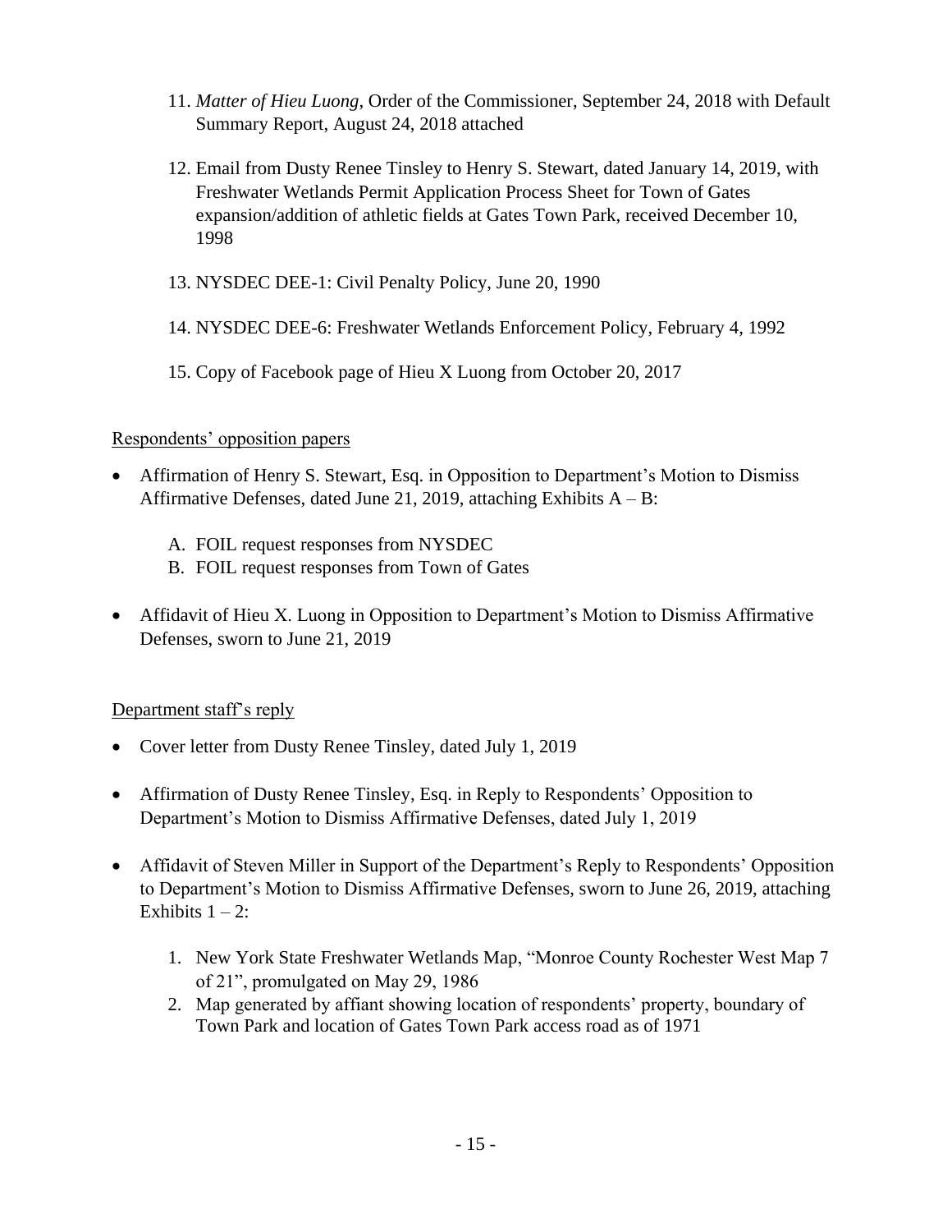11. *Matter of Hieu Luong*, Order of the Commissioner, September 24, 2018 with Default Summary Report, August 24, 2018 attached

12. Email from Dusty Renee Tinsley to Henry S. Stewart, dated January 14, 2019, with Freshwater Wetlands Permit Application Process Sheet for Town of Gates expansion/addition of athletic fields at Gates Town Park, received December 10, 1998

13. NYSDEC DEE-1: Civil Penalty Policy, June 20, 1990

14. NYSDEC DEE-6: Freshwater Wetlands Enforcement Policy, February 4, 1992

15. Copy of Facebook page of Hieu X Luong from October 20, 2017

<u>Respondents' opposition papers</u>

- Affirmation of Henry S. Stewart, Esq. in Opposition to Department's Motion to Dismiss Affirmative Defenses, dated June 21, 2019, attaching Exhibits A – B:

   A. FOIL request responses from NYSDEC
   B. FOIL request responses from Town of Gates

- Affidavit of Hieu X. Luong in Opposition to Department's Motion to Dismiss Affirmative Defenses, sworn to June 21, 2019

<u>Department staff's reply</u>

- Cover letter from Dusty Renee Tinsley, dated July 1, 2019

- Affirmation of Dusty Renee Tinsley, Esq. in Reply to Respondents' Opposition to Department's Motion to Dismiss Affirmative Defenses, dated July 1, 2019

- Affidavit of Steven Miller in Support of the Department's Reply to Respondents' Opposition to Department's Motion to Dismiss Affirmative Defenses, sworn to June 26, 2019, attaching Exhibits 1 – 2:

   1. New York State Freshwater Wetlands Map, "Monroe County Rochester West Map 7 of 21", promulgated on May 29, 1986
   2. Map generated by affiant showing location of respondents' property, boundary of Town Park and location of Gates Town Park access road as of 1971